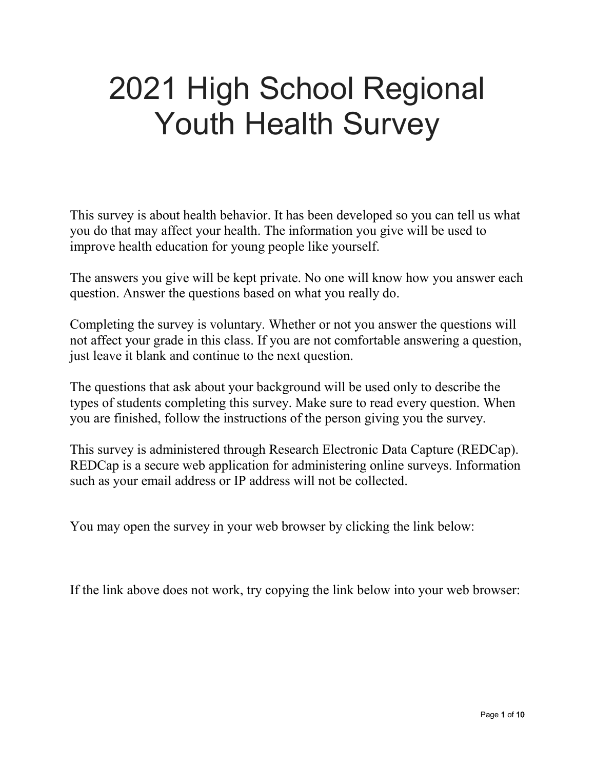# 2021 High School Regional Youth Health Survey

This survey is about health behavior. It has been developed so you can tell us what you do that may affect your health. The information you give will be used to improve health education for young people like yourself.

The answers you give will be kept private. No one will know how you answer each question. Answer the questions based on what you really do.

Completing the survey is voluntary. Whether or not you answer the questions will not affect your grade in this class. If you are not comfortable answering a question, just leave it blank and continue to the next question.

The questions that ask about your background will be used only to describe the types of students completing this survey. Make sure to read every question. When you are finished, follow the instructions of the person giving you the survey.

This survey is administered through Research Electronic Data Capture (REDCap). REDCap is a secure web application for administering online surveys. Information such as your email address or IP address will not be collected.

You may open the survey in your web browser by clicking the link below:

If the link above does not work, try copying the link below into your web browser: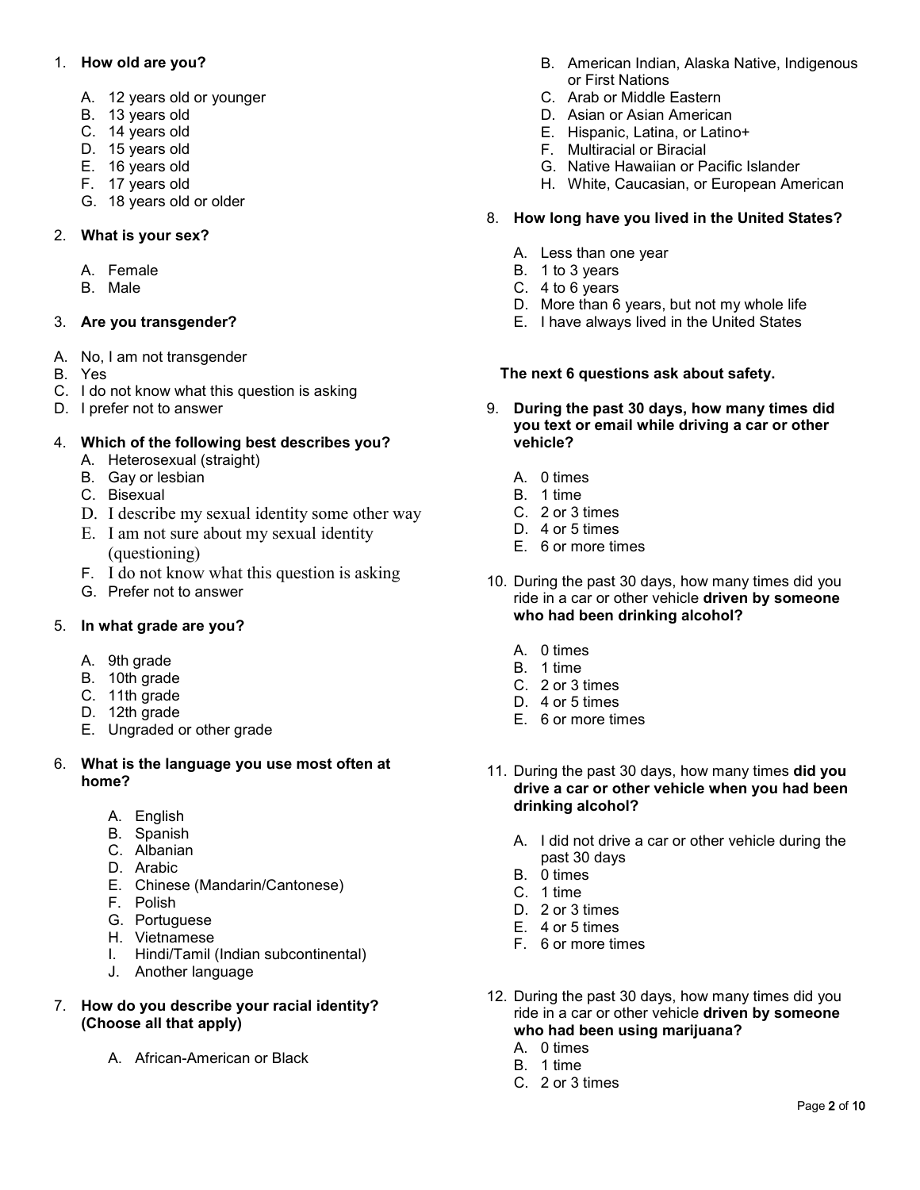1. **How old are you?**

   A. 12 years old or younger
   B. 13 years old
   C. 14 years old
   D. 15 years old
   E. 16 years old
   F. 17 years old
   G. 18 years old or older

2. **What is your sex?**

   A. Female
   B. Male

3. **Are you transgender?**

A. No, I am not transgender
B. Yes
C. I do not know what this question is asking
D. I prefer not to answer

4. **Which of the following best describes you?**
   A. Heterosexual (straight)
   B. Gay or lesbian
   C. Bisexual
   D. I describe my sexual identity some other way
   E. I am not sure about my sexual identity (questioning)
   F. I do not know what this question is asking
   G. Prefer not to answer

5. **In what grade are you?**

   A. 9th grade
   B. 10th grade
   C. 11th grade
   D. 12th grade
   E. Ungraded or other grade

6. **What is the language you use most often at home?**

   A. English
   B. Spanish
   C. Albanian
   D. Arabic
   E. Chinese (Mandarin/Cantonese)
   F. Polish
   G. Portuguese
   H. Vietnamese
   I. Hindi/Tamil (Indian subcontinental)
   J. Another language

7. **How do you describe your racial identity? (Choose all that apply)**

   A. African-American or Black
   B. American Indian, Alaska Native, Indigenous or First Nations
   C. Arab or Middle Eastern
   D. Asian or Asian American
   E. Hispanic, Latina, or Latino+
   F. Multiracial or Biracial
   G. Native Hawaiian or Pacific Islander
   H. White, Caucasian, or European American

8. **How long have you lived in the United States?**

   A. Less than one year
   B. 1 to 3 years
   C. 4 to 6 years
   D. More than 6 years, but not my whole life
   E. I have always lived in the United States

**The next 6 questions ask about safety.**

9. **During the past 30 days, how many times did you text or email while driving a car or other vehicle?**

   A. 0 times
   B. 1 time
   C. 2 or 3 times
   D. 4 or 5 times
   E. 6 or more times

10. During the past 30 days, how many times did you ride in a car or other vehicle **driven by someone who had been drinking alcohol?**

    A. 0 times
    B. 1 time
    C. 2 or 3 times
    D. 4 or 5 times
    E. 6 or more times

11. During the past 30 days, how many times **did you drive a car or other vehicle when you had been drinking alcohol?**

    A. I did not drive a car or other vehicle during the past 30 days
    B. 0 times
    C. 1 time
    D. 2 or 3 times
    E. 4 or 5 times
    F. 6 or more times

12. During the past 30 days, how many times did you ride in a car or other vehicle **driven by someone who had been using marijuana?**
    A. 0 times
    B. 1 time
    C. 2 or 3 times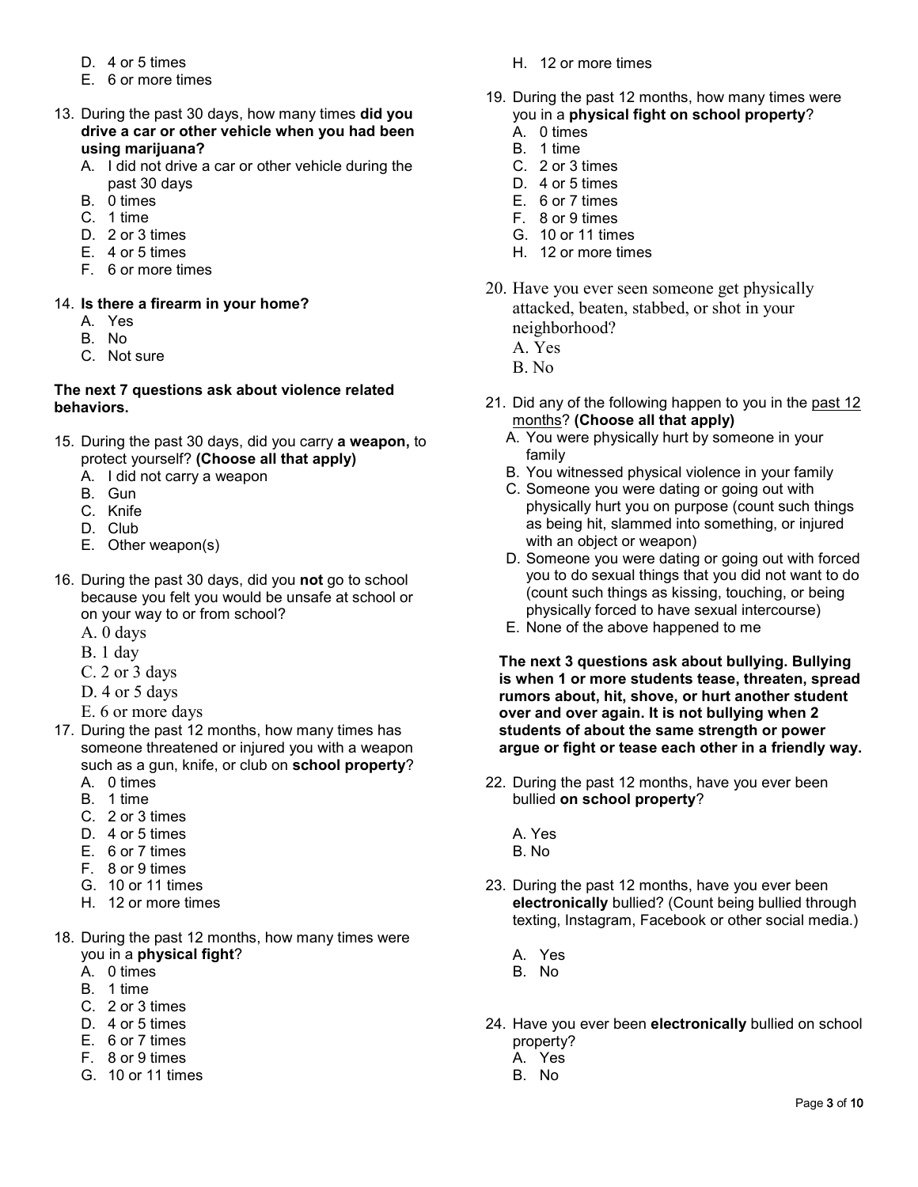D. 4 or 5 times
E. 6 or more times

13. During the past 30 days, how many times **did you drive a car or other vehicle when you had been using marijuana?**
    A. I did not drive a car or other vehicle during the past 30 days
    B. 0 times
    C. 1 time
    D. 2 or 3 times
    E. 4 or 5 times
    F. 6 or more times

14. **Is there a firearm in your home?**
    A. Yes
    B. No
    C. Not sure

**The next 7 questions ask about violence related behaviors.**

15. During the past 30 days, did you carry **a weapon,** to protect yourself? **(Choose all that apply)**
    A. I did not carry a weapon
    B. Gun
    C. Knife
    D. Club
    E. Other weapon(s)

16. During the past 30 days, did you **not** go to school because you felt you would be unsafe at school or on your way to or from school?
    A. 0 days
    B. 1 day
    C. 2 or 3 days
    D. 4 or 5 days
    E. 6 or more days

17. During the past 12 months, how many times has someone threatened or injured you with a weapon such as a gun, knife, or club on **school property**?
    A. 0 times
    B. 1 time
    C. 2 or 3 times
    D. 4 or 5 times
    E. 6 or 7 times
    F. 8 or 9 times
    G. 10 or 11 times
    H. 12 or more times

18. During the past 12 months, how many times were you in a **physical fight**?
    A. 0 times
    B. 1 time
    C. 2 or 3 times
    D. 4 or 5 times
    E. 6 or 7 times
    F. 8 or 9 times
    G. 10 or 11 times
    H. 12 or more times

19. During the past 12 months, how many times were you in a **physical fight on school property**?
    A. 0 times
    B. 1 time
    C. 2 or 3 times
    D. 4 or 5 times
    E. 6 or 7 times
    F. 8 or 9 times
    G. 10 or 11 times
    H. 12 or more times

20. Have you ever seen someone get physically attacked, beaten, stabbed, or shot in your neighborhood?
    A. Yes
    B. No

21. Did any of the following happen to you in the past 12 months? **(Choose all that apply)**
    A. You were physically hurt by someone in your family
    B. You witnessed physical violence in your family
    C. Someone you were dating or going out with physically hurt you on purpose (count such things as being hit, slammed into something, or injured with an object or weapon)
    D. Someone you were dating or going out with forced you to do sexual things that you did not want to do (count such things as kissing, touching, or being physically forced to have sexual intercourse)
    E. None of the above happened to me

**The next 3 questions ask about bullying. Bullying is when 1 or more students tease, threaten, spread rumors about, hit, shove, or hurt another student over and over again. It is not bullying when 2 students of about the same strength or power argue or fight or tease each other in a friendly way.**

22. During the past 12 months, have you ever been bullied **on school property**?
    A. Yes
    B. No

23. During the past 12 months, have you ever been **electronically** bullied? (Count being bullied through texting, Instagram, Facebook or other social media.)
    A. Yes
    B. No

24. Have you ever been **electronically** bullied on school property?
    A. Yes
    B. No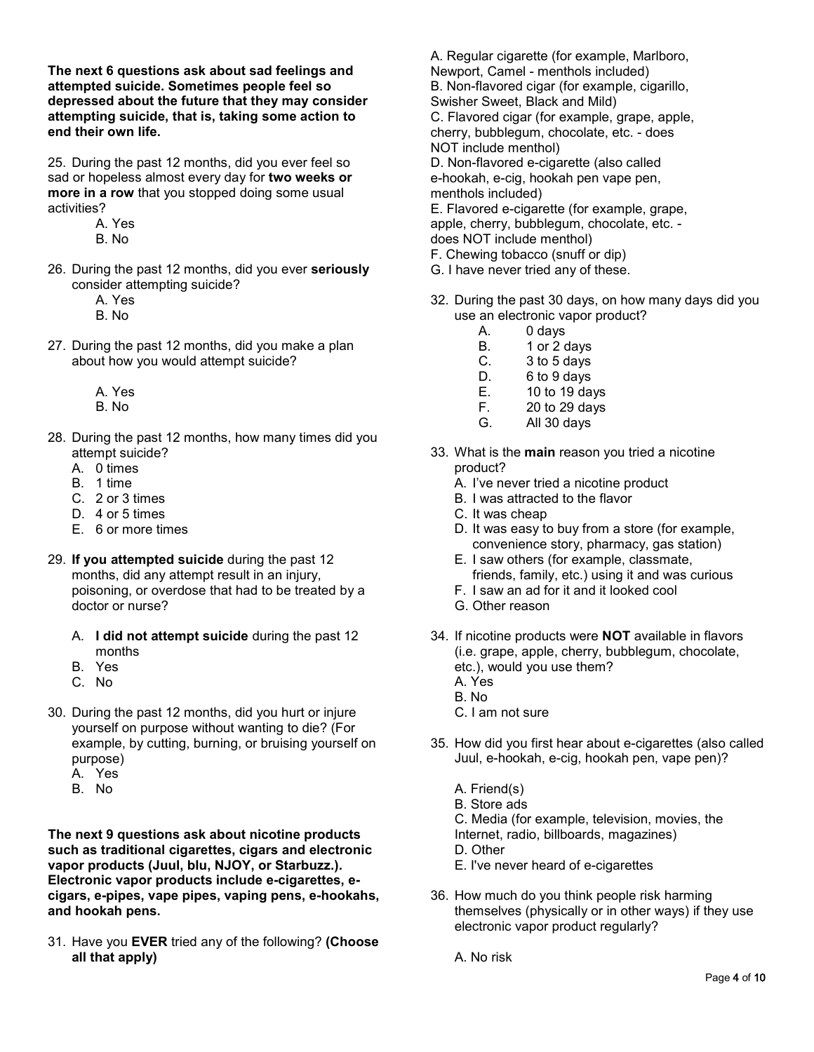**The next 6 questions ask about sad feelings and attempted suicide. Sometimes people feel so depressed about the future that they may consider attempting suicide, that is, taking some action to end their own life.**

25. During the past 12 months, did you ever feel so sad or hopeless almost every day for **two weeks or more in a row** that you stopped doing some usual activities?
    - A. Yes
    - B. No

26. During the past 12 months, did you ever **seriously** consider attempting suicide?
    - A. Yes
    - B. No

27. During the past 12 months, did you make a plan about how you would attempt suicide?
    - A. Yes
    - B. No

28. During the past 12 months, how many times did you attempt suicide?
    - A. 0 times
    - B. 1 time
    - C. 2 or 3 times
    - D. 4 or 5 times
    - E. 6 or more times

29. **If you attempted suicide** during the past 12 months, did any attempt result in an injury, poisoning, or overdose that had to be treated by a doctor or nurse?
    - A. **I did not attempt suicide** during the past 12 months
    - B. Yes
    - C. No

30. During the past 12 months, did you hurt or injure yourself on purpose without wanting to die? (For example, by cutting, burning, or bruising yourself on purpose)
    - A. Yes
    - B. No

**The next 9 questions ask about nicotine products such as traditional cigarettes, cigars and electronic vapor products (Juul, blu, NJOY, or Starbuzz.). Electronic vapor products include e-cigarettes, e-cigars, e-pipes, vape pipes, vaping pens, e-hookahs, and hookah pens.**

31. Have you **EVER** tried any of the following? **(Choose all that apply)**
    - A. Regular cigarette (for example, Marlboro, Newport, Camel - menthols included)
    - B. Non-flavored cigar (for example, cigarillo, Swisher Sweet, Black and Mild)
    - C. Flavored cigar (for example, grape, apple, cherry, bubblegum, chocolate, etc. - does NOT include menthol)
    - D. Non-flavored e-cigarette (also called e-hookah, e-cig, hookah pen vape pen, menthols included)
    - E. Flavored e-cigarette (for example, grape, apple, cherry, bubblegum, chocolate, etc. - does NOT include menthol)
    - F. Chewing tobacco (snuff or dip)
    - G. I have never tried any of these.

32. During the past 30 days, on how many days did you use an electronic vapor product?
    - A. 0 days
    - B. 1 or 2 days
    - C. 3 to 5 days
    - D. 6 to 9 days
    - E. 10 to 19 days
    - F. 20 to 29 days
    - G. All 30 days

33. What is the **main** reason you tried a nicotine product?
    - A. I've never tried a nicotine product
    - B. I was attracted to the flavor
    - C. It was cheap
    - D. It was easy to buy from a store (for example, convenience story, pharmacy, gas station)
    - E. I saw others (for example, classmate, friends, family, etc.) using it and was curious
    - F. I saw an ad for it and it looked cool
    - G. Other reason

34. If nicotine products were **NOT** available in flavors (i.e. grape, apple, cherry, bubblegum, chocolate, etc.), would you use them?
    - A. Yes
    - B. No
    - C. I am not sure

35. How did you first hear about e-cigarettes (also called Juul, e-hookah, e-cig, hookah pen, vape pen)?
    - A. Friend(s)
    - B. Store ads
    - C. Media (for example, television, movies, the Internet, radio, billboards, magazines)
    - D. Other
    - E. I've never heard of e-cigarettes

36. How much do you think people risk harming themselves (physically or in other ways) if they use electronic vapor product regularly?
    - A. No risk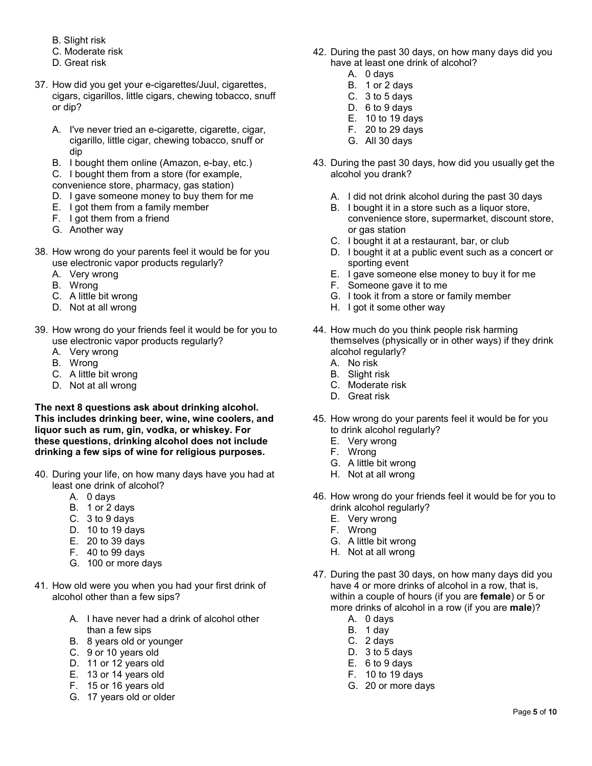B. Slight risk
C. Moderate risk
D. Great risk

37. How did you get your e-cigarettes/Juul, cigarettes, cigars, cigarillos, little cigars, chewing tobacco, snuff or dip?

    A. I've never tried an e-cigarette, cigarette, cigar, cigarillo, little cigar, chewing tobacco, snuff or dip
    B. I bought them online (Amazon, e-bay, etc.)
    C. I bought them from a store (for example, convenience store, pharmacy, gas station)
    D. I gave someone money to buy them for me
    E. I got them from a family member
    F. I got them from a friend
    G. Another way

38. How wrong do your parents feel it would be for you use electronic vapor products regularly?
    A. Very wrong
    B. Wrong
    C. A little bit wrong
    D. Not at all wrong

39. How wrong do your friends feel it would be for you to use electronic vapor products regularly?
    A. Very wrong
    B. Wrong
    C. A little bit wrong
    D. Not at all wrong

**The next 8 questions ask about drinking alcohol. This includes drinking beer, wine, wine coolers, and liquor such as rum, gin, vodka, or whiskey. For these questions, drinking alcohol does not include drinking a few sips of wine for religious purposes.**

40. During your life, on how many days have you had at least one drink of alcohol?
    A. 0 days
    B. 1 or 2 days
    C. 3 to 9 days
    D. 10 to 19 days
    E. 20 to 39 days
    F. 40 to 99 days
    G. 100 or more days

41. How old were you when you had your first drink of alcohol other than a few sips?

    A. I have never had a drink of alcohol other than a few sips
    B. 8 years old or younger
    C. 9 or 10 years old
    D. 11 or 12 years old
    E. 13 or 14 years old
    F. 15 or 16 years old
    G. 17 years old or older

42. During the past 30 days, on how many days did you have at least one drink of alcohol?
    A. 0 days
    B. 1 or 2 days
    C. 3 to 5 days
    D. 6 to 9 days
    E. 10 to 19 days
    F. 20 to 29 days
    G. All 30 days

43. During the past 30 days, how did you usually get the alcohol you drank?

    A. I did not drink alcohol during the past 30 days
    B. I bought it in a store such as a liquor store, convenience store, supermarket, discount store, or gas station
    C. I bought it at a restaurant, bar, or club
    D. I bought it at a public event such as a concert or sporting event
    E. I gave someone else money to buy it for me
    F. Someone gave it to me
    G. I took it from a store or family member
    H. I got it some other way

44. How much do you think people risk harming themselves (physically or in other ways) if they drink alcohol regularly?
    A. No risk
    B. Slight risk
    C. Moderate risk
    D. Great risk

45. How wrong do your parents feel it would be for you to drink alcohol regularly?
    E. Very wrong
    F. Wrong
    G. A little bit wrong
    H. Not at all wrong

46. How wrong do your friends feel it would be for you to drink alcohol regularly?
    E. Very wrong
    F. Wrong
    G. A little bit wrong
    H. Not at all wrong

47. During the past 30 days, on how many days did you have 4 or more drinks of alcohol in a row, that is, within a couple of hours (if you are **female**) or 5 or more drinks of alcohol in a row (if you are **male**)?
    A. 0 days
    B. 1 day
    C. 2 days
    D. 3 to 5 days
    E. 6 to 9 days
    F. 10 to 19 days
    G. 20 or more days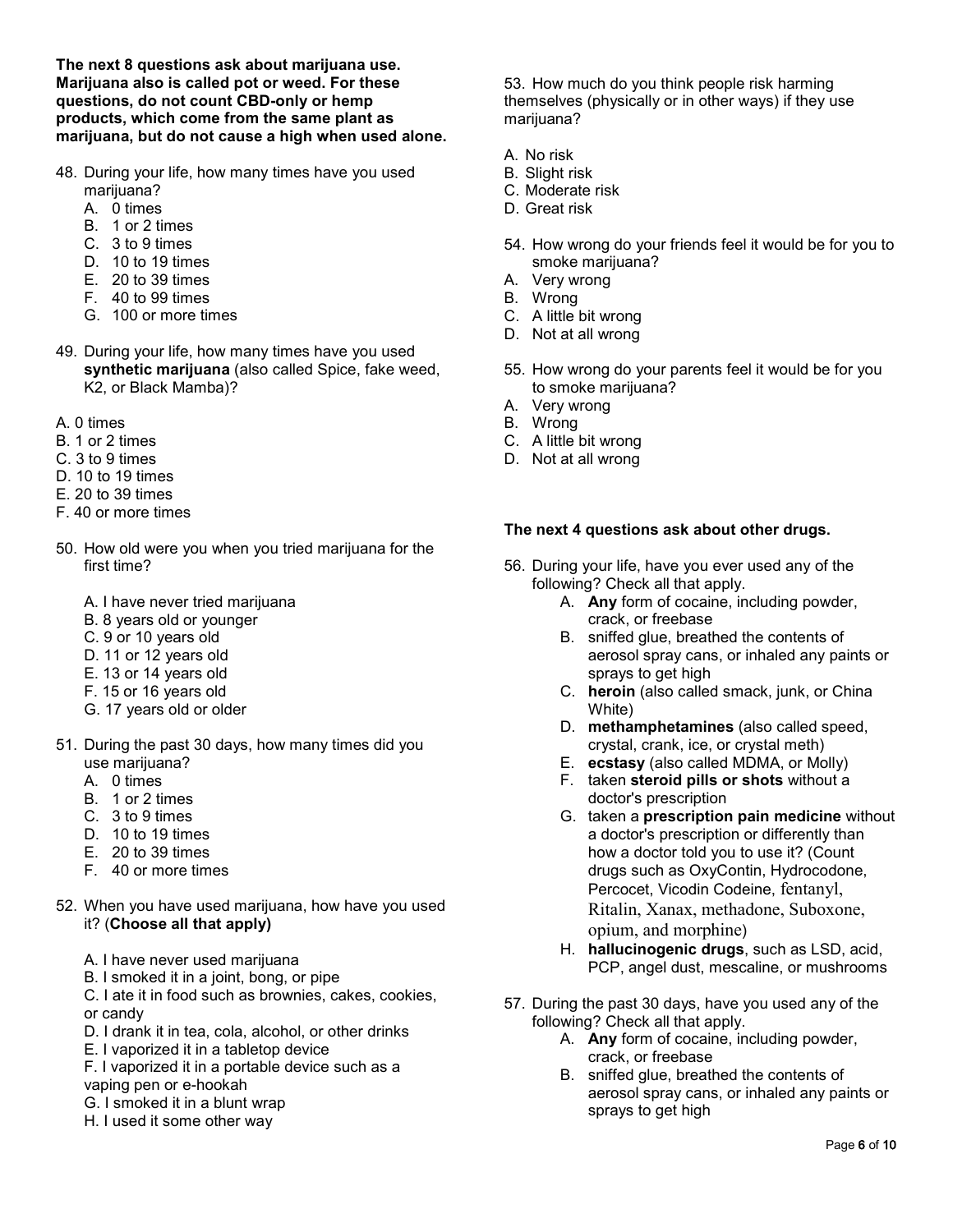**The next 8 questions ask about marijuana use. Marijuana also is called pot or weed. For these questions, do not count CBD-only or hemp products, which come from the same plant as marijuana, but do not cause a high when used alone.**

48. During your life, how many times have you used marijuana?
    - A. 0 times
    - B. 1 or 2 times
    - C. 3 to 9 times
    - D. 10 to 19 times
    - E. 20 to 39 times
    - F. 40 to 99 times
    - G. 100 or more times

49. During your life, how many times have you used **synthetic marijuana** (also called Spice, fake weed, K2, or Black Mamba)?

    A. 0 times
    B. 1 or 2 times
    C. 3 to 9 times
    D. 10 to 19 times
    E. 20 to 39 times
    F. 40 or more times

50. How old were you when you tried marijuana for the first time?

    A. I have never tried marijuana
    B. 8 years old or younger
    C. 9 or 10 years old
    D. 11 or 12 years old
    E. 13 or 14 years old
    F. 15 or 16 years old
    G. 17 years old or older

51. During the past 30 days, how many times did you use marijuana?
    - A. 0 times
    - B. 1 or 2 times
    - C. 3 to 9 times
    - D. 10 to 19 times
    - E. 20 to 39 times
    - F. 40 or more times

52. When you have used marijuana, how have you used it? (**Choose all that apply)**

    A. I have never used marijuana
    B. I smoked it in a joint, bong, or pipe
    C. I ate it in food such as brownies, cakes, cookies, or candy
    D. I drank it in tea, cola, alcohol, or other drinks
    E. I vaporized it in a tabletop device
    F. I vaporized it in a portable device such as a vaping pen or e-hookah
    G. I smoked it in a blunt wrap
    H. I used it some other way

53. How much do you think people risk harming themselves (physically or in other ways) if they use marijuana?

    A. No risk
    B. Slight risk
    C. Moderate risk
    D. Great risk

54. How wrong do your friends feel it would be for you to smoke marijuana?
    - A. Very wrong
    - B. Wrong
    - C. A little bit wrong
    - D. Not at all wrong

55. How wrong do your parents feel it would be for you to smoke marijuana?
    - A. Very wrong
    - B. Wrong
    - C. A little bit wrong
    - D. Not at all wrong

**The next 4 questions ask about other drugs.**

56. During your life, have you ever used any of the following? Check all that apply.
    - A. **Any** form of cocaine, including powder, crack, or freebase
    - B. sniffed glue, breathed the contents of aerosol spray cans, or inhaled any paints or sprays to get high
    - C. **heroin** (also called smack, junk, or China White)
    - D. **methamphetamines** (also called speed, crystal, crank, ice, or crystal meth)
    - E. **ecstasy** (also called MDMA, or Molly)
    - F. taken **steroid pills or shots** without a doctor's prescription
    - G. taken a **prescription pain medicine** without a doctor's prescription or differently than how a doctor told you to use it? (Count drugs such as OxyContin, Hydrocodone, Percocet, Vicodin Codeine, fentanyl, Ritalin, Xanax, methadone, Suboxone, opium, and morphine)
    - H. **hallucinogenic drugs**, such as LSD, acid, PCP, angel dust, mescaline, or mushrooms

57. During the past 30 days, have you used any of the following? Check all that apply.
    - A. **Any** form of cocaine, including powder, crack, or freebase
    - B. sniffed glue, breathed the contents of aerosol spray cans, or inhaled any paints or sprays to get high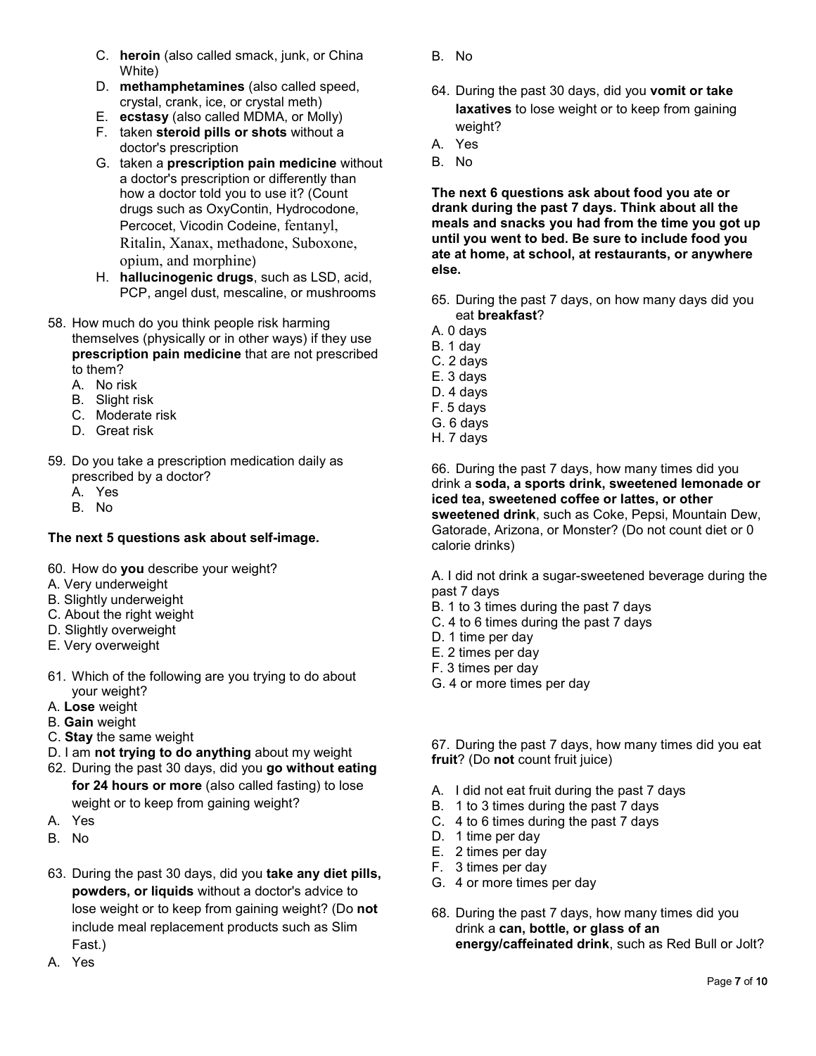C. **heroin** (also called smack, junk, or China White)
D. **methamphetamines** (also called speed, crystal, crank, ice, or crystal meth)
E. **ecstasy** (also called MDMA, or Molly)
F. taken **steroid pills or shots** without a doctor's prescription
G. taken a **prescription pain medicine** without a doctor's prescription or differently than how a doctor told you to use it? (Count drugs such as OxyContin, Hydrocodone, Percocet, Vicodin Codeine, fentanyl, Ritalin, Xanax, methadone, Suboxone, opium, and morphine)
H. **hallucinogenic drugs**, such as LSD, acid, PCP, angel dust, mescaline, or mushrooms

58. How much do you think people risk harming themselves (physically or in other ways) if they use **prescription pain medicine** that are not prescribed to them?
   A. No risk
   B. Slight risk
   C. Moderate risk
   D. Great risk

59. Do you take a prescription medication daily as prescribed by a doctor?
   A. Yes
   B. No

**The next 5 questions ask about self-image.**

60. How do **you** describe your weight?
A. Very underweight
B. Slightly underweight
C. About the right weight
D. Slightly overweight
E. Very overweight

61. Which of the following are you trying to do about your weight?
A. **Lose** weight
B. **Gain** weight
C. **Stay** the same weight
D. I am **not trying to do anything** about my weight

62. During the past 30 days, did you **go without eating for 24 hours or more** (also called fasting) to lose weight or to keep from gaining weight?
A. Yes
B. No

63. During the past 30 days, did you **take any diet pills, powders, or liquids** without a doctor's advice to lose weight or to keep from gaining weight? (Do **not** include meal replacement products such as Slim Fast.)
A. Yes
B. No

64. During the past 30 days, did you **vomit or take laxatives** to lose weight or to keep from gaining weight?
A. Yes
B. No

**The next 6 questions ask about food you ate or drank during the past 7 days. Think about all the meals and snacks you had from the time you got up until you went to bed. Be sure to include food you ate at home, at school, at restaurants, or anywhere else.**

65. During the past 7 days, on how many days did you eat **breakfast**?
A. 0 days
B. 1 day
C. 2 days
E. 3 days
D. 4 days
F. 5 days
G. 6 days
H. 7 days

66. During the past 7 days, how many times did you drink a **soda, a sports drink, sweetened lemonade or iced tea, sweetened coffee or lattes, or other sweetened drink**, such as Coke, Pepsi, Mountain Dew, Gatorade, Arizona, or Monster? (Do not count diet or 0 calorie drinks)

A. I did not drink a sugar-sweetened beverage during the past 7 days
B. 1 to 3 times during the past 7 days
C. 4 to 6 times during the past 7 days
D. 1 time per day
E. 2 times per day
F. 3 times per day
G. 4 or more times per day

67. During the past 7 days, how many times did you eat **fruit**? (Do **not** count fruit juice)

A. I did not eat fruit during the past 7 days
B. 1 to 3 times during the past 7 days
C. 4 to 6 times during the past 7 days
D. 1 time per day
E. 2 times per day
F. 3 times per day
G. 4 or more times per day

68. During the past 7 days, how many times did you drink a **can, bottle, or glass of an energy/caffeinated drink**, such as Red Bull or Jolt?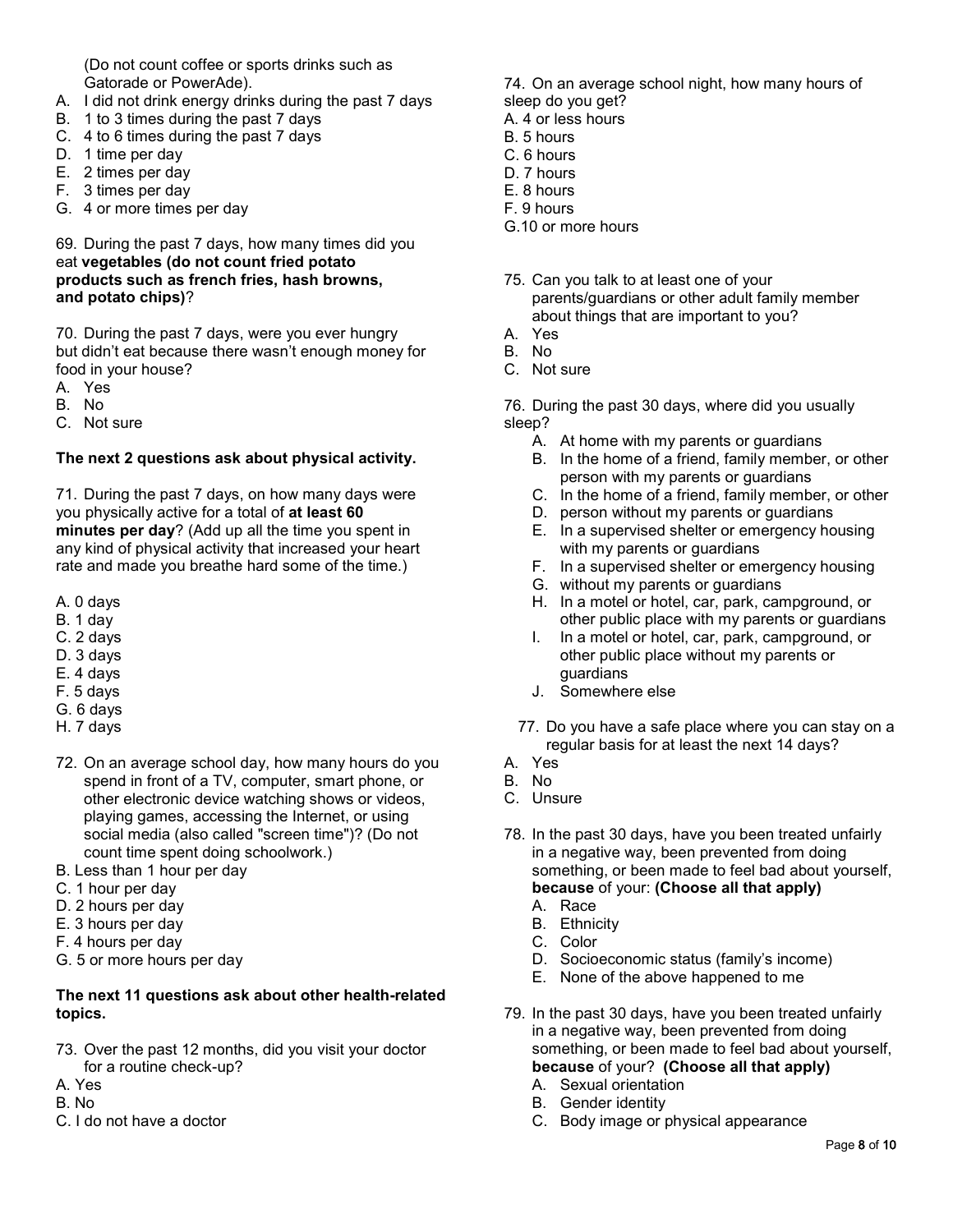(Do not count coffee or sports drinks such as Gatorade or PowerAde).

A. I did not drink energy drinks during the past 7 days
B. 1 to 3 times during the past 7 days
C. 4 to 6 times during the past 7 days
D. 1 time per day
E. 2 times per day
F. 3 times per day
G. 4 or more times per day

69. During the past 7 days, how many times did you eat **vegetables (do not count fried potato products such as french fries, hash browns, and potato chips)**?

70. During the past 7 days, were you ever hungry but didn't eat because there wasn't enough money for food in your house?

A. Yes
B. No
C. Not sure

**The next 2 questions ask about physical activity.**

71. During the past 7 days, on how many days were you physically active for a total of **at least 60 minutes per day**? (Add up all the time you spent in any kind of physical activity that increased your heart rate and made you breathe hard some of the time.)

A. 0 days
B. 1 day
C. 2 days
D. 3 days
E. 4 days
F. 5 days
G. 6 days
H. 7 days

72. On an average school day, how many hours do you spend in front of a TV, computer, smart phone, or other electronic device watching shows or videos, playing games, accessing the Internet, or using social media (also called "screen time")? (Do not count time spent doing schoolwork.)

B. Less than 1 hour per day
C. 1 hour per day
D. 2 hours per day
E. 3 hours per day
F. 4 hours per day
G. 5 or more hours per day

**The next 11 questions ask about other health-related topics.**

73. Over the past 12 months, did you visit your doctor for a routine check-up?

A. Yes
B. No
C. I do not have a doctor

74. On an average school night, how many hours of sleep do you get?

A. 4 or less hours
B. 5 hours
C. 6 hours
D. 7 hours
E. 8 hours
F. 9 hours
G.10 or more hours

75. Can you talk to at least one of your parents/guardians or other adult family member about things that are important to you?

A. Yes
B. No
C. Not sure

76. During the past 30 days, where did you usually sleep?

A. At home with my parents or guardians
B. In the home of a friend, family member, or other person with my parents or guardians
C. In the home of a friend, family member, or other
D. person without my parents or guardians
E. In a supervised shelter or emergency housing with my parents or guardians
F. In a supervised shelter or emergency housing
G. without my parents or guardians
H. In a motel or hotel, car, park, campground, or other public place with my parents or guardians
I. In a motel or hotel, car, park, campground, or other public place without my parents or guardians
J. Somewhere else

77. Do you have a safe place where you can stay on a regular basis for at least the next 14 days?

A. Yes
B. No
C. Unsure

78. In the past 30 days, have you been treated unfairly in a negative way, been prevented from doing something, or been made to feel bad about yourself, **because** of your: **(Choose all that apply)**

A. Race
B. Ethnicity
C. Color
D. Socioeconomic status (family's income)
E. None of the above happened to me

79. In the past 30 days, have you been treated unfairly in a negative way, been prevented from doing something, or been made to feel bad about yourself, **because** of your? **(Choose all that apply)**

A. Sexual orientation
B. Gender identity
C. Body image or physical appearance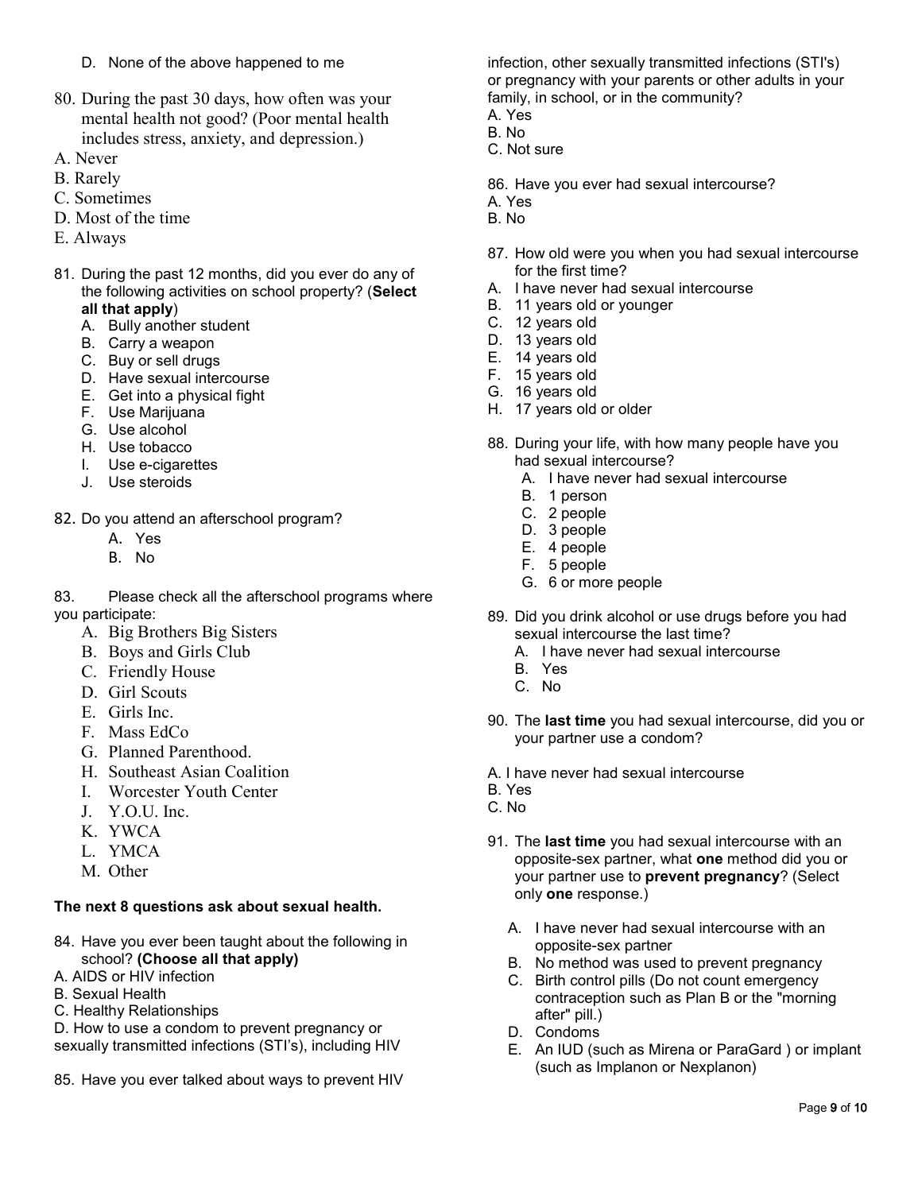D. None of the above happened to me

80. During the past 30 days, how often was your mental health not good? (Poor mental health includes stress, anxiety, and depression.)

A. Never
B. Rarely
C. Sometimes
D. Most of the time
E. Always

81. During the past 12 months, did you ever do any of the following activities on school property? (**Select all that apply**)
   A. Bully another student
   B. Carry a weapon
   C. Buy or sell drugs
   D. Have sexual intercourse
   E. Get into a physical fight
   F. Use Marijuana
   G. Use alcohol
   H. Use tobacco
   I. Use e-cigarettes
   J. Use steroids

82. Do you attend an afterschool program?
   A. Yes
   B. No

83. Please check all the afterschool programs where you participate:
   A. Big Brothers Big Sisters
   B. Boys and Girls Club
   C. Friendly House
   D. Girl Scouts
   E. Girls Inc.
   F. Mass EdCo
   G. Planned Parenthood.
   H. Southeast Asian Coalition
   I. Worcester Youth Center
   J. Y.O.U. Inc.
   K. YWCA
   L. YMCA
   M. Other

**The next 8 questions ask about sexual health.**

84. Have you ever been taught about the following in school? **(Choose all that apply)**

A. AIDS or HIV infection
B. Sexual Health
C. Healthy Relationships
D. How to use a condom to prevent pregnancy or sexually transmitted infections (STI's), including HIV

85. Have you ever talked about ways to prevent HIV infection, other sexually transmitted infections (STI's) or pregnancy with your parents or other adults in your family, in school, or in the community?

A. Yes
B. No
C. Not sure

86. Have you ever had sexual intercourse?

A. Yes
B. No

87. How old were you when you had sexual intercourse for the first time?

A. I have never had sexual intercourse
B. 11 years old or younger
C. 12 years old
D. 13 years old
E. 14 years old
F. 15 years old
G. 16 years old
H. 17 years old or older

88. During your life, with how many people have you had sexual intercourse?
   A. I have never had sexual intercourse
   B. 1 person
   C. 2 people
   D. 3 people
   E. 4 people
   F. 5 people
   G. 6 or more people

89. Did you drink alcohol or use drugs before you had sexual intercourse the last time?
   A. I have never had sexual intercourse
   B. Yes
   C. No

90. The **last time** you had sexual intercourse, did you or your partner use a condom?

A. I have never had sexual intercourse
B. Yes
C. No

91. The **last time** you had sexual intercourse with an opposite-sex partner, what **one** method did you or your partner use to **prevent pregnancy**? (Select only **one** response.)

   A. I have never had sexual intercourse with an opposite-sex partner
   B. No method was used to prevent pregnancy
   C. Birth control pills (Do not count emergency contraception such as Plan B or the "morning after" pill.)
   D. Condoms
   E. An IUD (such as Mirena or ParaGard ) or implant (such as Implanon or Nexplanon)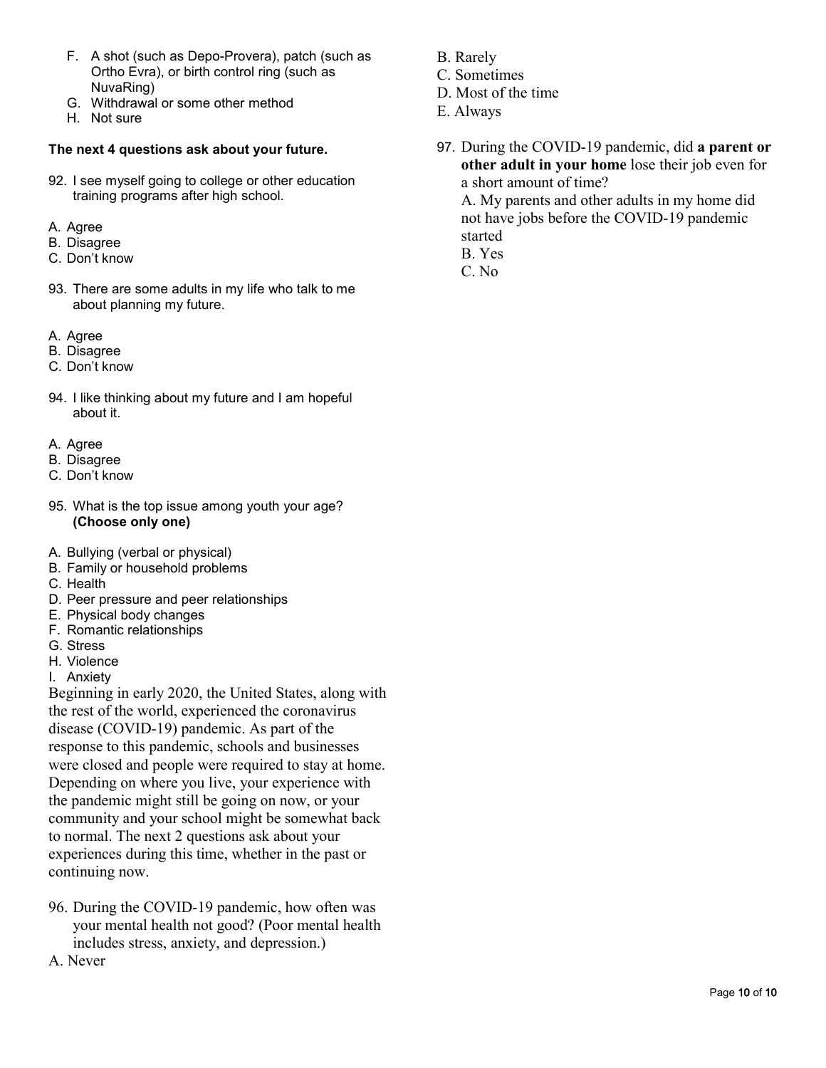F. A shot (such as Depo-Provera), patch (such as Ortho Evra), or birth control ring (such as NuvaRing)
G. Withdrawal or some other method
H. Not sure

**The next 4 questions ask about your future.**

92. I see myself going to college or other education training programs after high school.

A. Agree
B. Disagree
C. Don't know

93. There are some adults in my life who talk to me about planning my future.

A. Agree
B. Disagree
C. Don't know

94. I like thinking about my future and I am hopeful about it.

A. Agree
B. Disagree
C. Don't know

95. What is the top issue among youth your age? **(Choose only one)**

A. Bullying (verbal or physical)
B. Family or household problems
C. Health
D. Peer pressure and peer relationships
E. Physical body changes
F. Romantic relationships
G. Stress
H. Violence
I. Anxiety

Beginning in early 2020, the United States, along with the rest of the world, experienced the coronavirus disease (COVID-19) pandemic. As part of the response to this pandemic, schools and businesses were closed and people were required to stay at home. Depending on where you live, your experience with the pandemic might still be going on now, or your community and your school might be somewhat back to normal. The next 2 questions ask about your experiences during this time, whether in the past or continuing now.

96. During the COVID-19 pandemic, how often was your mental health not good? (Poor mental health includes stress, anxiety, and depression.)

A. Never
B. Rarely
C. Sometimes
D. Most of the time
E. Always

97. During the COVID-19 pandemic, did **a parent or other adult in your home** lose their job even for a short amount of time?

A. My parents and other adults in my home did not have jobs before the COVID-19 pandemic started
B. Yes
C. No